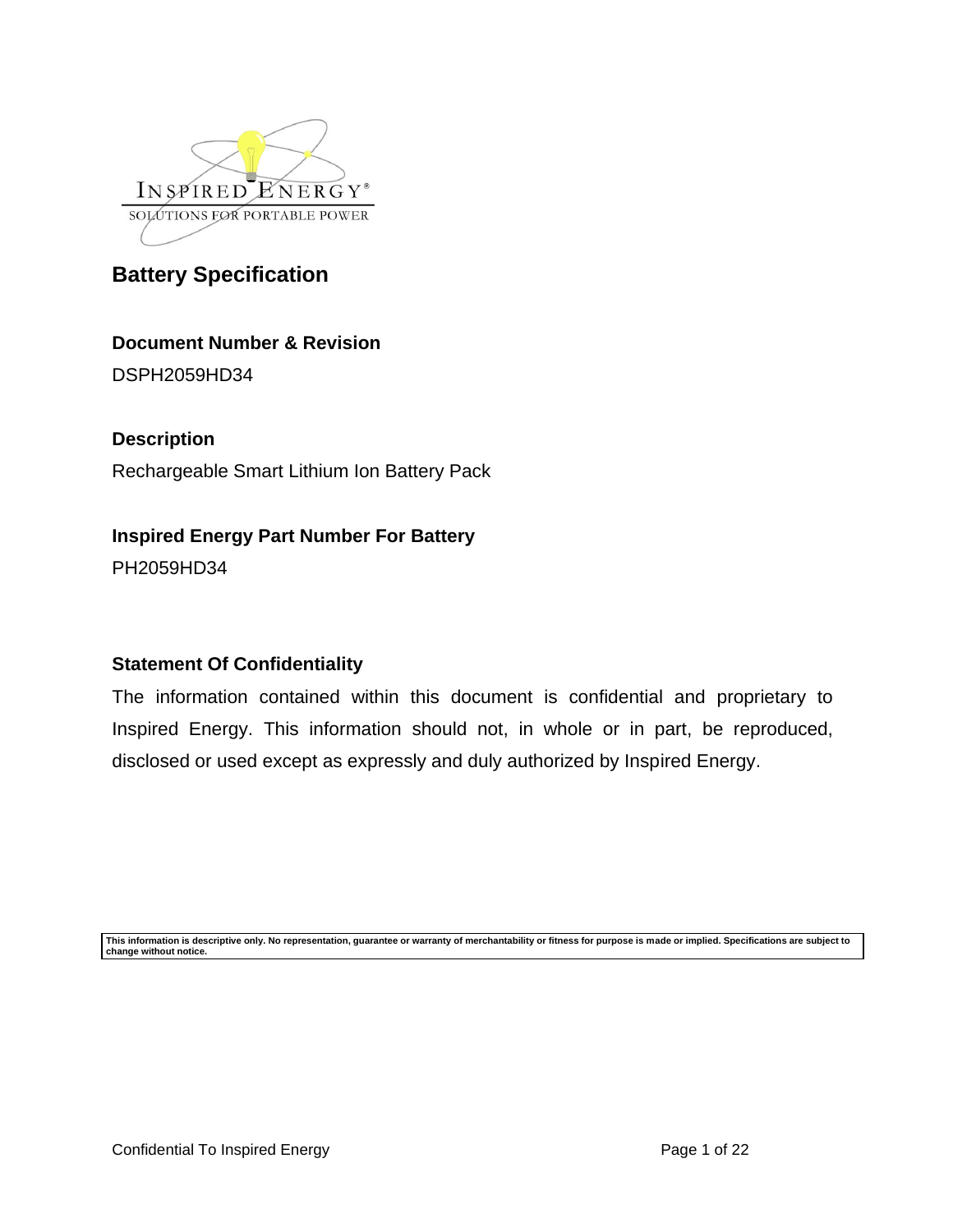INSPIRED ENERGY®
SOLUTIONS FOR PORTABLE POWER

# Battery Specification

**Document Number & Revision**

DSPH2059HD34

**Description**

Rechargeable Smart Lithium Ion Battery Pack

**Inspired Energy Part Number For Battery**

PH2059HD34

**Statement Of Confidentiality**

The information contained within this document is confidential and proprietary to Inspired Energy. This information should not, in whole or in part, be reproduced, disclosed or used except as expressly and duly authorized by Inspired Energy.

**This information is descriptive only. No representation, guarantee or warranty of merchantability or fitness for purpose is made or implied. Specifications are subject to change without notice.**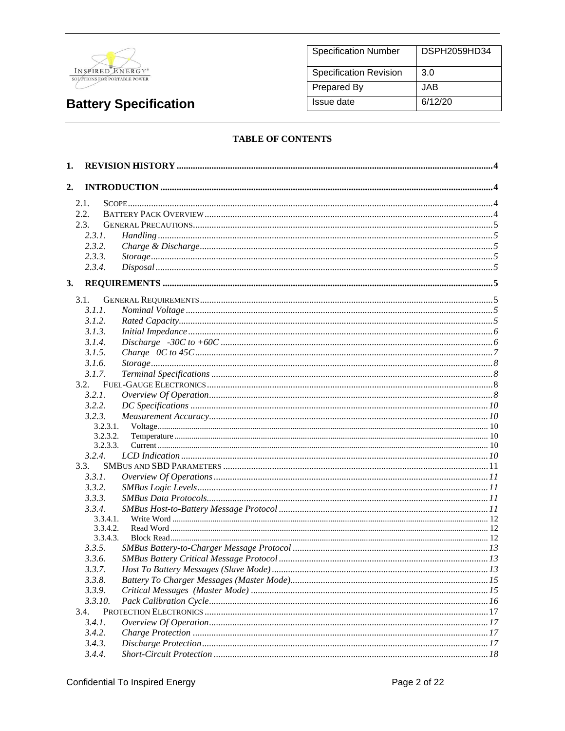**Battery Specification**

| Specification Number | DSPH2059HD34 |
|---|---|
| Specification Revision | 3.0 |
| Prepared By | JAB |
| Issue date | 6/12/20 |

**TABLE OF CONTENTS**

**1. REVISION HISTORY ..... 4**

**2. INTRODUCTION ..... 4**

- 2.1. SCOPE ..... 4
- 2.2. BATTERY PACK OVERVIEW ..... 4
- 2.3. GENERAL PRECAUTIONS ..... 5
  - *2.3.1. Handling ..... 5*
  - *2.3.2. Charge & Discharge ..... 5*
  - *2.3.3. Storage ..... 5*
  - *2.3.4. Disposal ..... 5*

**3. REQUIREMENTS ..... 5**

- 3.1. GENERAL REQUIREMENTS ..... 5
  - *3.1.1. Nominal Voltage ..... 5*
  - *3.1.2. Rated Capacity ..... 5*
  - *3.1.3. Initial Impedance ..... 6*
  - *3.1.4. Discharge -30C to +60C ..... 6*
  - *3.1.5. Charge 0C to 45C ..... 7*
  - *3.1.6. Storage ..... 8*
  - *3.1.7. Terminal Specifications ..... 8*
- 3.2. FUEL-GAUGE ELECTRONICS ..... 8
  - *3.2.1. Overview Of Operation ..... 8*
  - *3.2.2. DC Specifications ..... 10*
  - *3.2.3. Measurement Accuracy ..... 10*
    - 3.2.3.1. Voltage ..... 10
    - 3.2.3.2. Temperature ..... 10
    - 3.2.3.3. Current ..... 10
  - *3.2.4. LCD Indication ..... 10*
- 3.3. SMBUS AND SBD PARAMETERS ..... 11
  - *3.3.1. Overview Of Operations ..... 11*
  - *3.3.2. SMBus Logic Levels ..... 11*
  - *3.3.3. SMBus Data Protocols ..... 11*
  - *3.3.4. SMBus Host-to-Battery Message Protocol ..... 11*
    - 3.3.4.1. Write Word ..... 12
    - 3.3.4.2. Read Word ..... 12
    - 3.3.4.3. Block Read ..... 12
  - *3.3.5. SMBus Battery-to-Charger Message Protocol ..... 13*
  - *3.3.6. SMBus Battery Critical Message Protocol ..... 13*
  - *3.3.7. Host To Battery Messages (Slave Mode) ..... 13*
  - *3.3.8. Battery To Charger Messages (Master Mode) ..... 15*
  - *3.3.9. Critical Messages (Master Mode) ..... 15*
  - *3.3.10. Pack Calibration Cycle ..... 16*
- 3.4. PROTECTION ELECTRONICS ..... 17
  - *3.4.1. Overview Of Operation ..... 17*
  - *3.4.2. Charge Protection ..... 17*
  - *3.4.3. Discharge Protection ..... 17*
  - *3.4.4. Short-Circuit Protection ..... 18*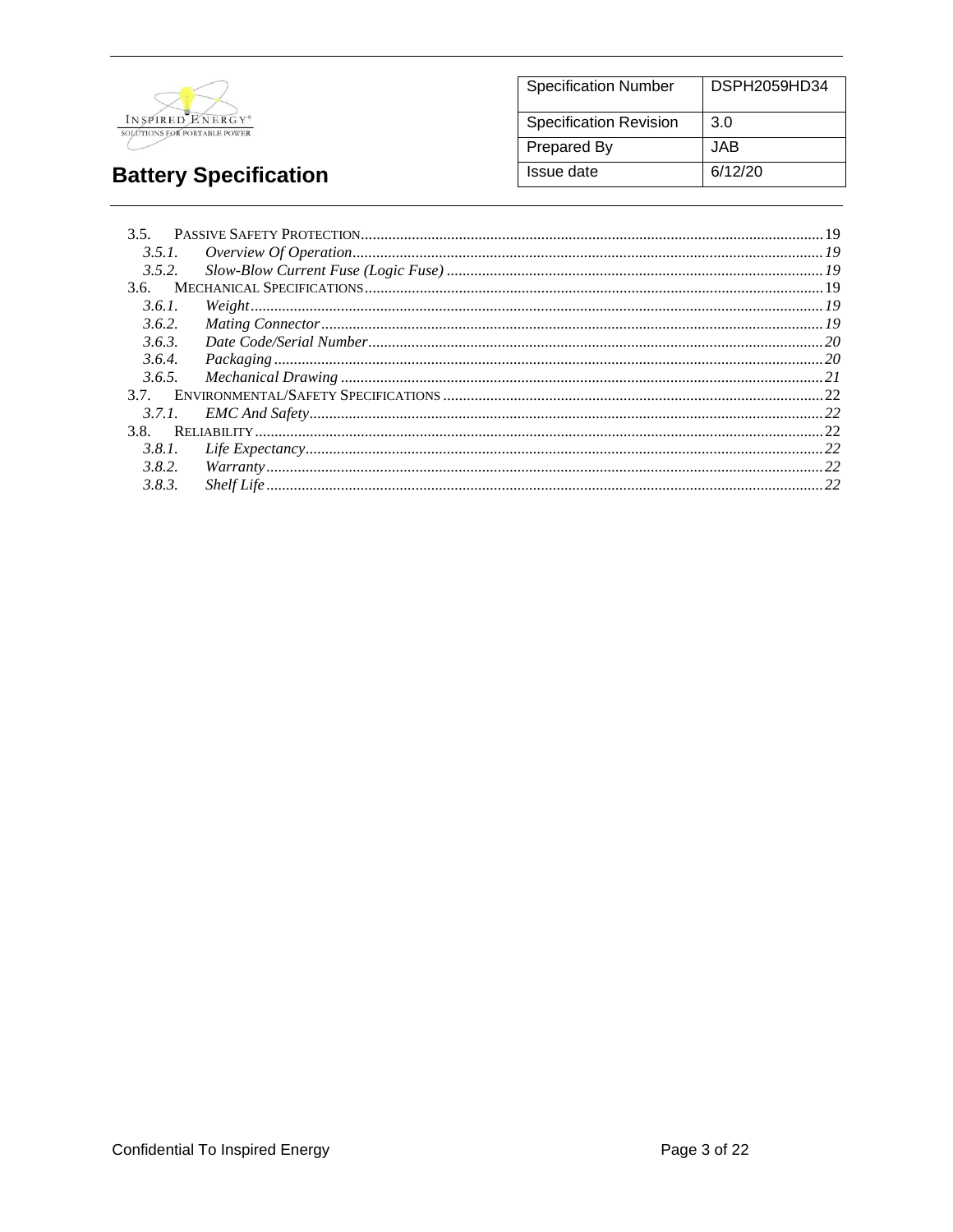3.5. PASSIVE SAFETY PROTECTION ............................................................ 19
  *3.5.1. Overview Of Operation ............................................................ 19*
  *3.5.2. Slow-Blow Current Fuse (Logic Fuse) ............................................................ 19*
3.6. MECHANICAL SPECIFICATIONS ............................................................ 19
  *3.6.1. Weight ............................................................ 19*
  *3.6.2. Mating Connector ............................................................ 19*
  *3.6.3. Date Code/Serial Number ............................................................ 20*
  *3.6.4. Packaging ............................................................ 20*
  *3.6.5. Mechanical Drawing ............................................................ 21*
3.7. ENVIRONMENTAL/SAFETY SPECIFICATIONS ............................................................ 22
  *3.7.1. EMC And Safety ............................................................ 22*
3.8. RELIABILITY ............................................................ 22
  *3.8.1. Life Expectancy ............................................................ 22*
  *3.8.2. Warranty ............................................................ 22*
  *3.8.3. Shelf Life ............................................................ 22*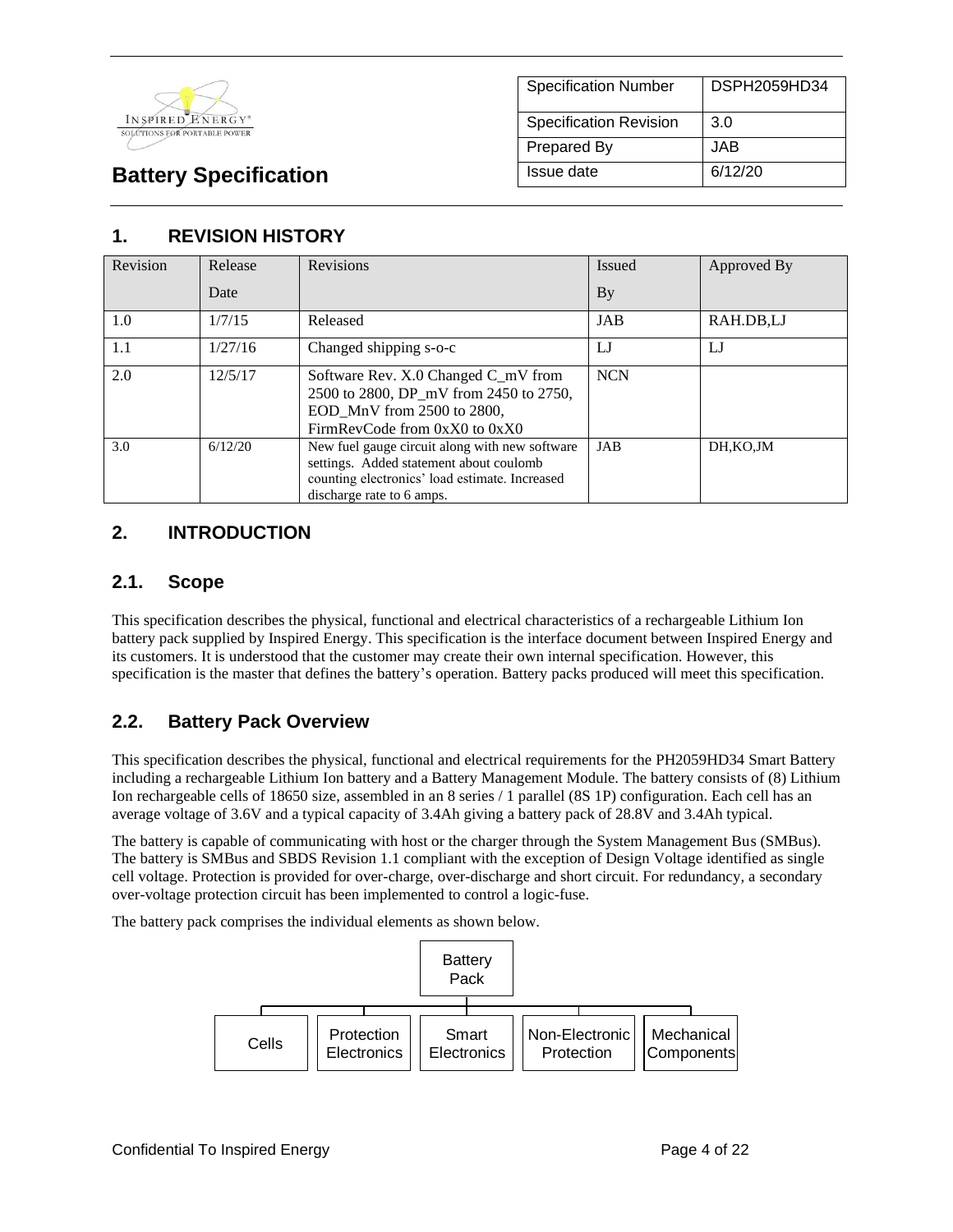| | |
|---|---|
| Specification Number | DSPH2059HD34 |
| Specification Revision | 3.0 |
| Prepared By | JAB |
| Issue date | 6/12/20 |

# Battery Specification

## 1. REVISION HISTORY

| Revision | Release Date | Revisions | Issued By | Approved By |
|---|---|---|---|---|
| 1.0 | 1/7/15 | Released | JAB | RAH.DB,LJ |
| 1.1 | 1/27/16 | Changed shipping s-o-c | LJ | LJ |
| 2.0 | 12/5/17 | Software Rev. X.0 Changed C_mV from 2500 to 2800, DP_mV from 2450 to 2750, EOD_MnV from 2500 to 2800, FirmRevCode from 0xX0 to 0xX0 | NCN | |
| 3.0 | 6/12/20 | New fuel gauge circuit along with new software settings. Added statement about coulomb counting electronics' load estimate. Increased discharge rate to 6 amps. | JAB | DH,KO,JM |

## 2. INTRODUCTION

### 2.1. Scope

This specification describes the physical, functional and electrical characteristics of a rechargeable Lithium Ion battery pack supplied by Inspired Energy. This specification is the interface document between Inspired Energy and its customers. It is understood that the customer may create their own internal specification. However, this specification is the master that defines the battery's operation. Battery packs produced will meet this specification.

### 2.2. Battery Pack Overview

This specification describes the physical, functional and electrical requirements for the PH2059HD34 Smart Battery including a rechargeable Lithium Ion battery and a Battery Management Module. The battery consists of (8) Lithium Ion rechargeable cells of 18650 size, assembled in an 8 series / 1 parallel (8S 1P) configuration. Each cell has an average voltage of 3.6V and a typical capacity of 3.4Ah giving a battery pack of 28.8V and 3.4Ah typical.

The battery is capable of communicating with host or the charger through the System Management Bus (SMBus). The battery is SMBus and SBDS Revision 1.1 compliant with the exception of Design Voltage identified as single cell voltage. Protection is provided for over-charge, over-discharge and short circuit. For redundancy, a secondary over-voltage protection circuit has been implemented to control a logic-fuse.

The battery pack comprises the individual elements as shown below.

- Battery Pack
  - Cells
  - Protection Electronics
  - Smart Electronics
  - Non-Electronic Protection
  - Mechanical Components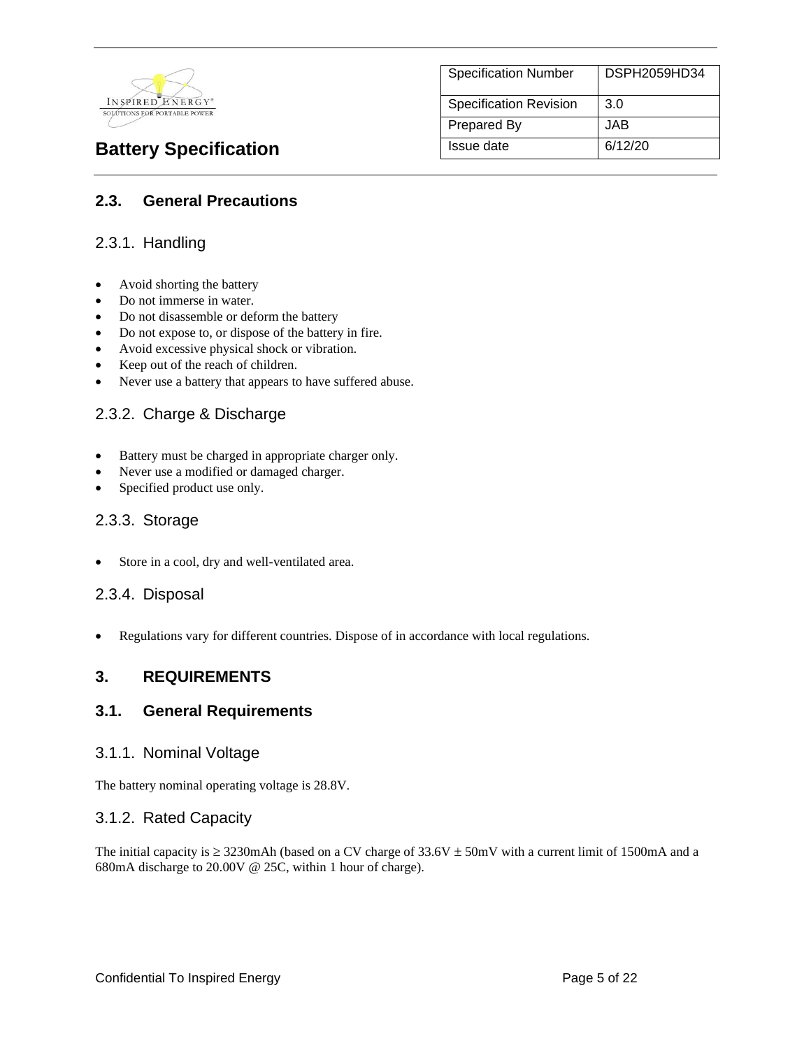## 2.3. General Precautions

### 2.3.1. Handling

- Avoid shorting the battery
- Do not immerse in water.
- Do not disassemble or deform the battery
- Do not expose to, or dispose of the battery in fire.
- Avoid excessive physical shock or vibration.
- Keep out of the reach of children.
- Never use a battery that appears to have suffered abuse.

### 2.3.2. Charge & Discharge

- Battery must be charged in appropriate charger only.
- Never use a modified or damaged charger.
- Specified product use only.

### 2.3.3. Storage

- Store in a cool, dry and well-ventilated area.

### 2.3.4. Disposal

- Regulations vary for different countries. Dispose of in accordance with local regulations.

## 3. REQUIREMENTS

## 3.1. General Requirements

### 3.1.1. Nominal Voltage

The battery nominal operating voltage is 28.8V.

### 3.1.2. Rated Capacity

The initial capacity is ≥ 3230mAh (based on a CV charge of 33.6V ± 50mV with a current limit of 1500mA and a 680mA discharge to 20.00V @ 25C, within 1 hour of charge).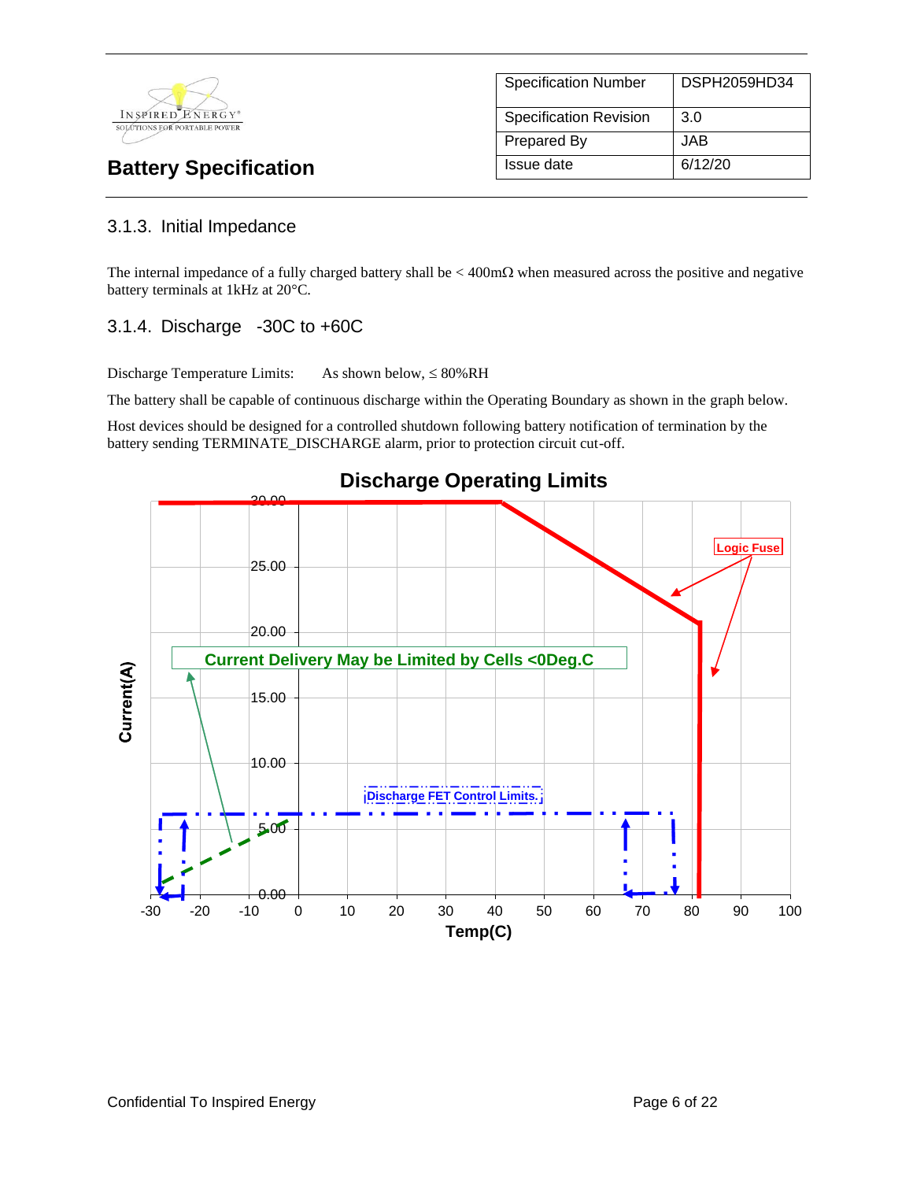### 3.1.3. Initial Impedance

The internal impedance of a fully charged battery shall be < 400mΩ when measured across the positive and negative battery terminals at 1kHz at 20°C.

### 3.1.4. Discharge -30C to +60C

Discharge Temperature Limits: As shown below, ≤ 80%RH

The battery shall be capable of continuous discharge within the Operating Boundary as shown in the graph below.

Host devices should be designed for a controlled shutdown following battery notification of termination by the battery sending TERMINATE_DISCHARGE alarm, prior to protection circuit cut-off.

**Discharge Operating Limits**

Current(A)

30.00
25.00
20.00
15.00
10.00
5.00
0.00

-30 -20 -10 0 10 20 30 40 50 60 70 80 90 100

Temp(C)

Logic Fuse

Current Delivery May be Limited by Cells <0Deg.C

Discharge FET Control Limits.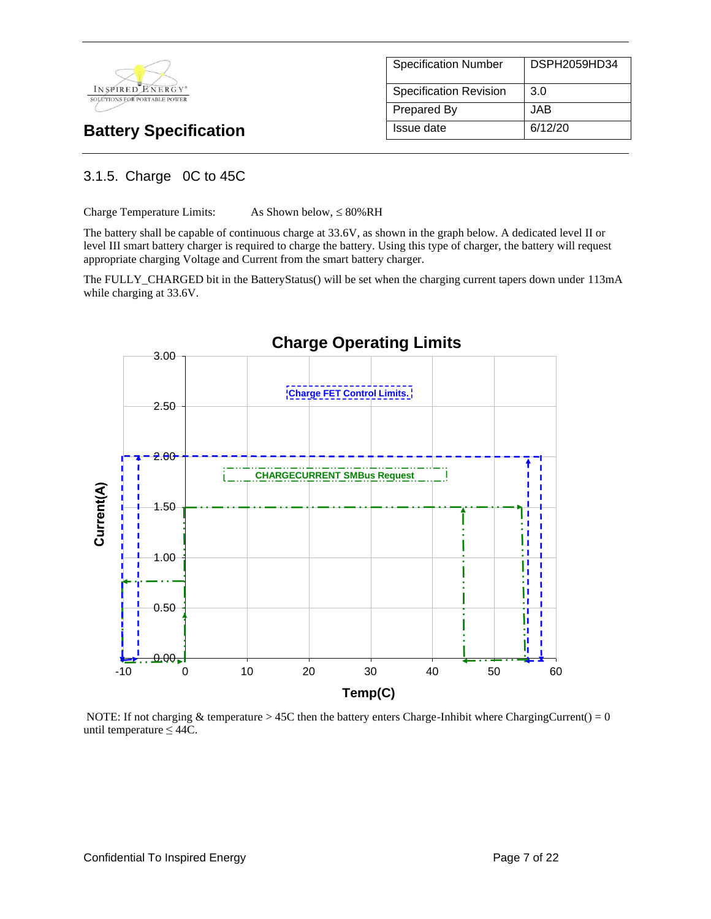### 3.1.5. Charge 0C to 45C

Charge Temperature Limits: As Shown below, ≤ 80%RH

The battery shall be capable of continuous charge at 33.6V, as shown in the graph below. A dedicated level II or level III smart battery charger is required to charge the battery. Using this type of charger, the battery will request appropriate charging Voltage and Current from the smart battery charger.

The FULLY_CHARGED bit in the BatteryStatus() will be set when the charging current tapers down under 113mA while charging at 33.6V.

**Charge Operating Limits**

Charge FET Control Limits.

CHARGECURRENT SMBus Request

Current(A): 0.00, 0.50, 1.00, 1.50, 2.00, 2.50, 3.00

Temp(C): -10, 0, 10, 20, 30, 40, 50, 60

NOTE: If not charging & temperature > 45C then the battery enters Charge-Inhibit where ChargingCurrent() = 0 until temperature ≤ 44C.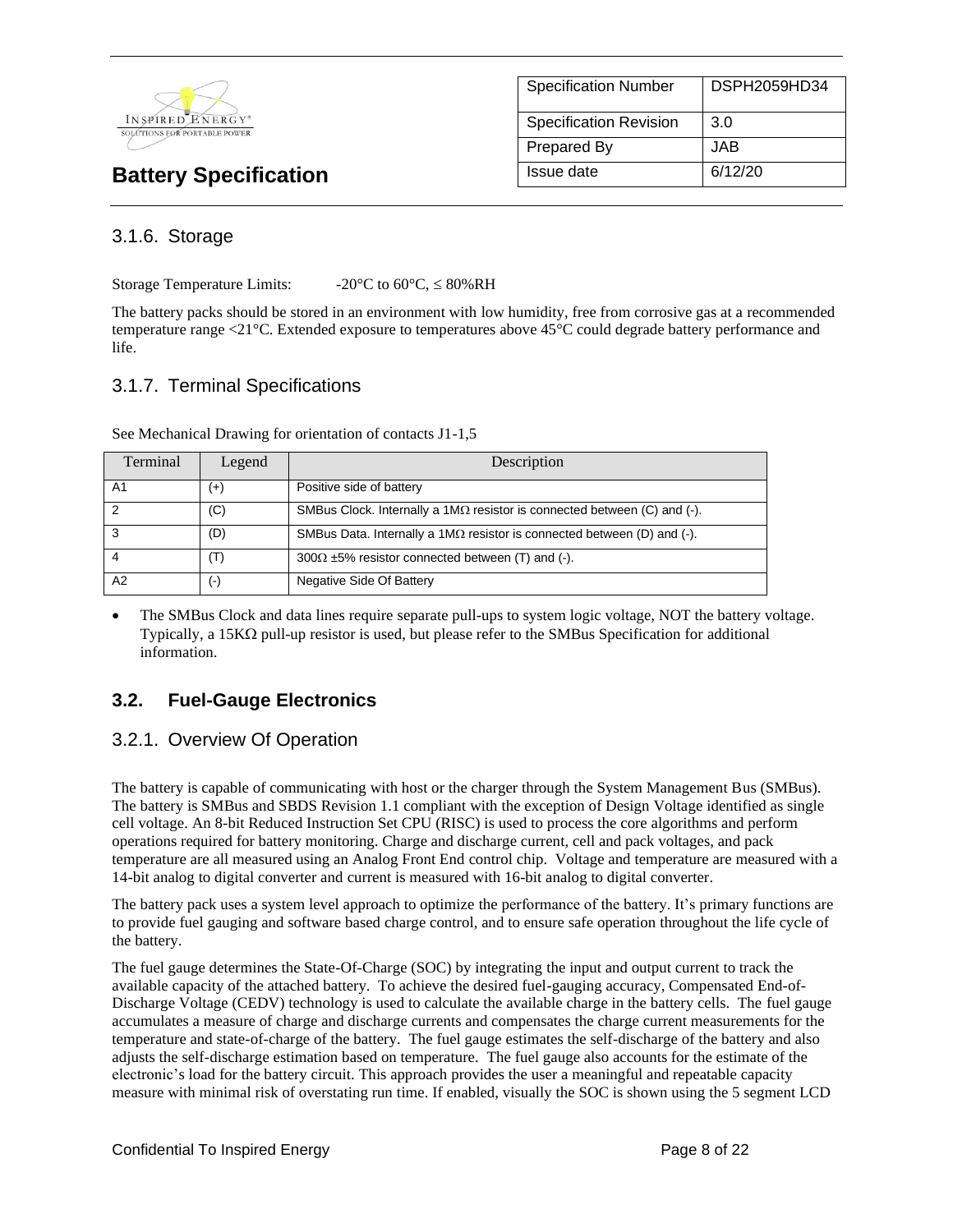### 3.1.6. Storage

Storage Temperature Limits: -20°C to 60°C, ≤ 80%RH

The battery packs should be stored in an environment with low humidity, free from corrosive gas at a recommended temperature range <21°C. Extended exposure to temperatures above 45°C could degrade battery performance and life.

### 3.1.7. Terminal Specifications

See Mechanical Drawing for orientation of contacts J1-1,5

| Terminal | Legend | Description |
|---|---|---|
| A1 | (+) | Positive side of battery |
| 2 | (C) | SMBus Clock. Internally a 1MΩ resistor is connected between (C) and (-). |
| 3 | (D) | SMBus Data. Internally a 1MΩ resistor is connected between (D) and (-). |
| 4 | (T) | 300Ω ±5% resistor connected between (T) and (-). |
| A2 | (-) | Negative Side Of Battery |

- The SMBus Clock and data lines require separate pull-ups to system logic voltage, NOT the battery voltage. Typically, a 15KΩ pull-up resistor is used, but please refer to the SMBus Specification for additional information.

## 3.2. Fuel-Gauge Electronics

### 3.2.1. Overview Of Operation

The battery is capable of communicating with host or the charger through the System Management Bus (SMBus). The battery is SMBus and SBDS Revision 1.1 compliant with the exception of Design Voltage identified as single cell voltage. An 8-bit Reduced Instruction Set CPU (RISC) is used to process the core algorithms and perform operations required for battery monitoring. Charge and discharge current, cell and pack voltages, and pack temperature are all measured using an Analog Front End control chip. Voltage and temperature are measured with a 14-bit analog to digital converter and current is measured with 16-bit analog to digital converter.

The battery pack uses a system level approach to optimize the performance of the battery. It's primary functions are to provide fuel gauging and software based charge control, and to ensure safe operation throughout the life cycle of the battery.

The fuel gauge determines the State-Of-Charge (SOC) by integrating the input and output current to track the available capacity of the attached battery. To achieve the desired fuel-gauging accuracy, Compensated End-of-Discharge Voltage (CEDV) technology is used to calculate the available charge in the battery cells. The fuel gauge accumulates a measure of charge and discharge currents and compensates the charge current measurements for the temperature and state-of-charge of the battery. The fuel gauge estimates the self-discharge of the battery and also adjusts the self-discharge estimation based on temperature. The fuel gauge also accounts for the estimate of the electronic's load for the battery circuit. This approach provides the user a meaningful and repeatable capacity measure with minimal risk of overstating run time. If enabled, visually the SOC is shown using the 5 segment LCD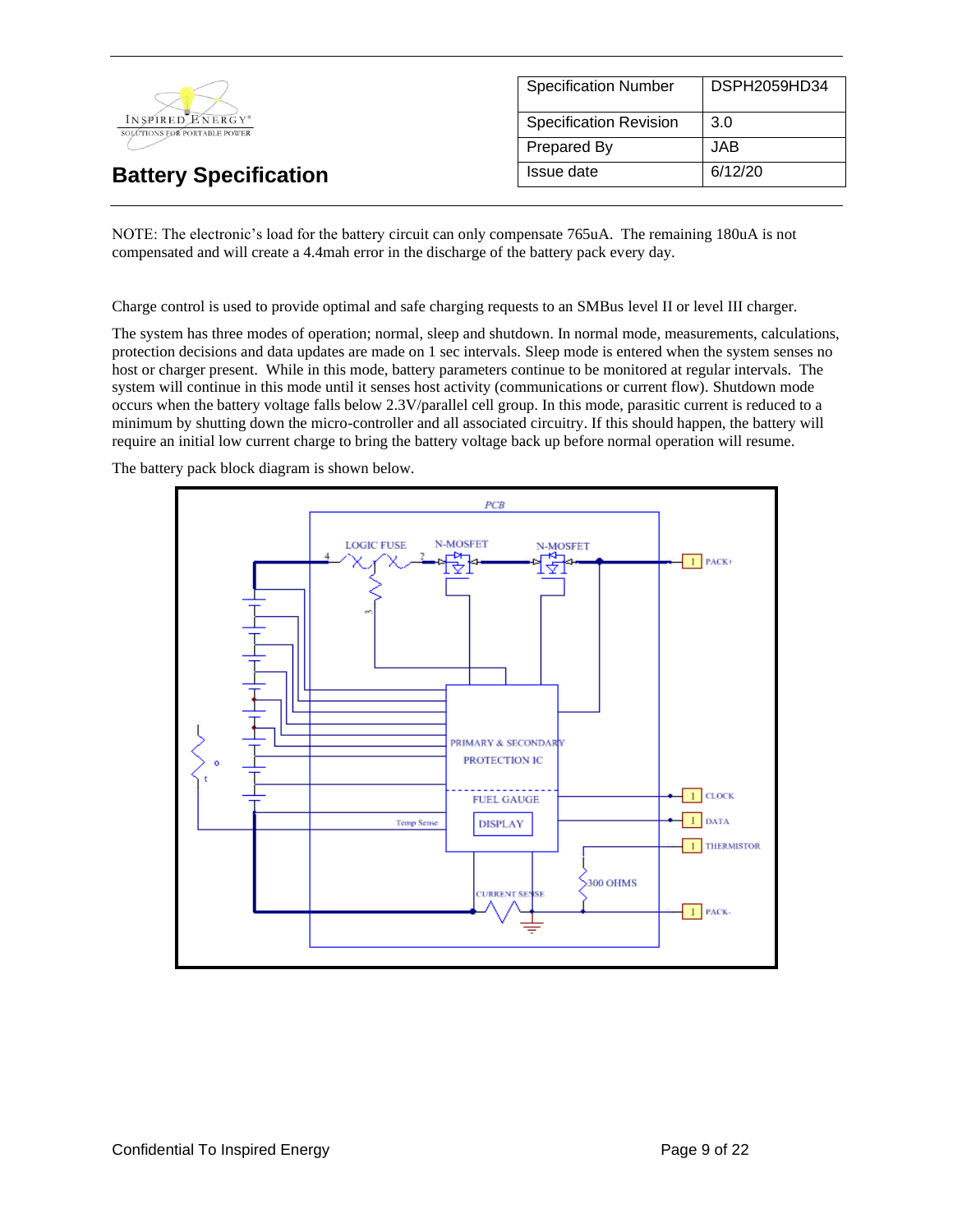| Specification Number | DSPH2059HD34 |
|---|---|
| Specification Revision | 3.0 |
| Prepared By | JAB |
| Issue date | 6/12/20 |

# Battery Specification

NOTE: The electronic's load for the battery circuit can only compensate 765uA. The remaining 180uA is not compensated and will create a 4.4mah error in the discharge of the battery pack every day.

Charge control is used to provide optimal and safe charging requests to an SMBus level II or level III charger.

The system has three modes of operation; normal, sleep and shutdown. In normal mode, measurements, calculations, protection decisions and data updates are made on 1 sec intervals. Sleep mode is entered when the system senses no host or charger present. While in this mode, battery parameters continue to be monitored at regular intervals. The system will continue in this mode until it senses host activity (communications or current flow). Shutdown mode occurs when the battery voltage falls below 2.3V/parallel cell group. In this mode, parasitic current is reduced to a minimum by shutting down the micro-controller and all associated circuitry. If this should happen, the battery will require an initial low current charge to bring the battery voltage back up before normal operation will resume.

The battery pack block diagram is shown below.

PCB

LOGIC FUSE | N-MOSFET | N-MOSFET | PACK+

PRIMARY & SECONDARY PROTECTION IC

FUEL GAUGE

DISPLAY

Temp Sense

CLOCK

DATA

THERMISTOR

300 OHMS

CURRENT SENSE

PACK-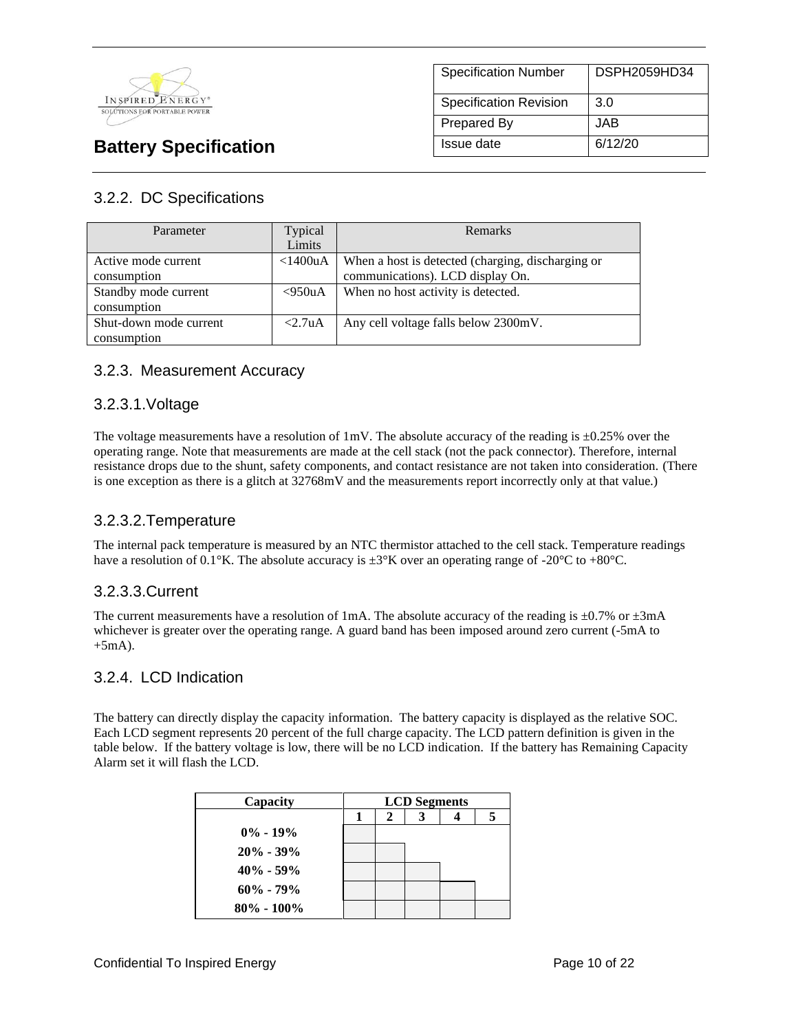### 3.2.2. DC Specifications

| Parameter | Typical Limits | Remarks |
|---|---|---|
| Active mode current consumption | <1400uA | When a host is detected (charging, discharging or communications). LCD display On. |
| Standby mode current consumption | <950uA | When no host activity is detected. |
| Shut-down mode current consumption | <2.7uA | Any cell voltage falls below 2300mV. |

### 3.2.3. Measurement Accuracy

#### 3.2.3.1.Voltage

The voltage measurements have a resolution of 1mV. The absolute accuracy of the reading is ±0.25% over the operating range. Note that measurements are made at the cell stack (not the pack connector). Therefore, internal resistance drops due to the shunt, safety components, and contact resistance are not taken into consideration. (There is one exception as there is a glitch at 32768mV and the measurements report incorrectly only at that value.)

#### 3.2.3.2.Temperature

The internal pack temperature is measured by an NTC thermistor attached to the cell stack. Temperature readings have a resolution of 0.1°K. The absolute accuracy is ±3°K over an operating range of -20°C to +80°C.

#### 3.2.3.3.Current

The current measurements have a resolution of 1mA. The absolute accuracy of the reading is ±0.7% or ±3mA whichever is greater over the operating range. A guard band has been imposed around zero current (-5mA to +5mA).

### 3.2.4. LCD Indication

The battery can directly display the capacity information. The battery capacity is displayed as the relative SOC. Each LCD segment represents 20 percent of the full charge capacity. The LCD pattern definition is given in the table below. If the battery voltage is low, there will be no LCD indication. If the battery has Remaining Capacity Alarm set it will flash the LCD.

| **Capacity** | **LCD Segments** | | | | |
|---|---|---|---|---|---|
| | **1** | **2** | **3** | **4** | **5** |
| **0% - 19%** | ■ | | | | |
| **20% - 39%** | ■ | ■ | | | |
| **40% - 59%** | ■ | ■ | ■ | | |
| **60% - 79%** | ■ | ■ | ■ | ■ | |
| **80% - 100%** | ■ | ■ | ■ | ■ | ■ |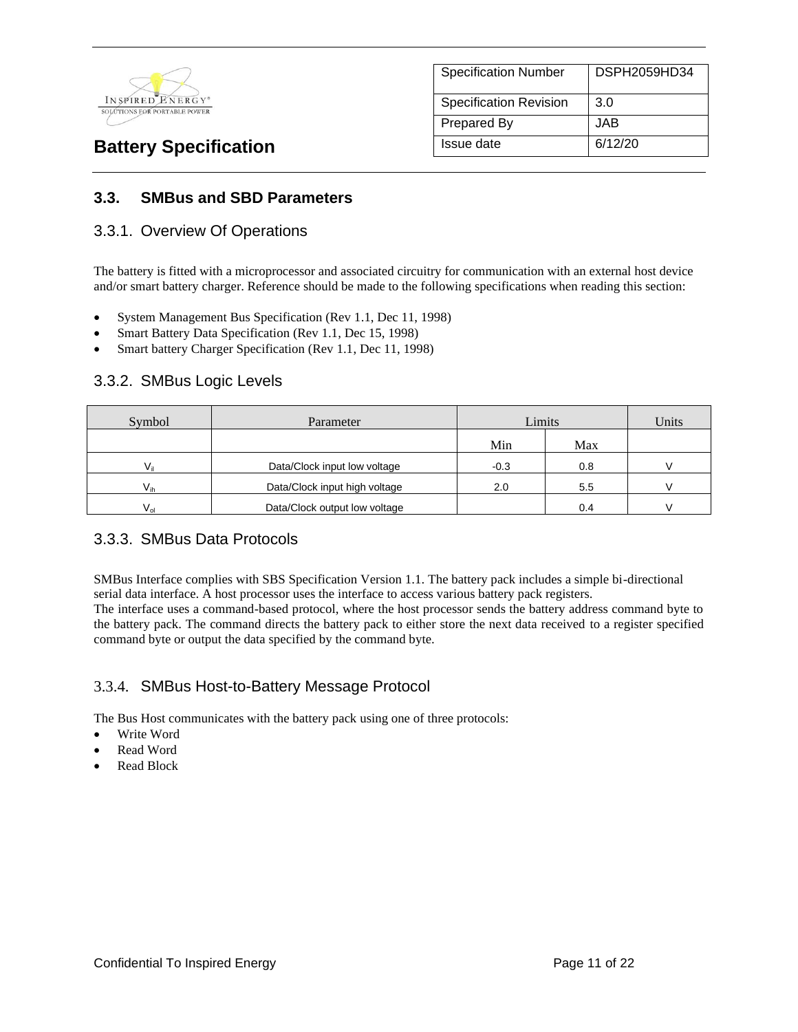## 3.3. SMBus and SBD Parameters

### 3.3.1. Overview Of Operations

The battery is fitted with a microprocessor and associated circuitry for communication with an external host device and/or smart battery charger. Reference should be made to the following specifications when reading this section:

- System Management Bus Specification (Rev 1.1, Dec 11, 1998)
- Smart Battery Data Specification (Rev 1.1, Dec 15, 1998)
- Smart battery Charger Specification (Rev 1.1, Dec 11, 1998)

### 3.3.2. SMBus Logic Levels

| Symbol | Parameter | Limits | | Units |
|---|---|---|---|---|
| | | Min | Max | |
| $V_{il}$ | Data/Clock input low voltage | -0.3 | 0.8 | V |
| $V_{ih}$ | Data/Clock input high voltage | 2.0 | 5.5 | V |
| $V_{ol}$ | Data/Clock output low voltage | | 0.4 | V |

### 3.3.3. SMBus Data Protocols

SMBus Interface complies with SBS Specification Version 1.1. The battery pack includes a simple bi-directional serial data interface. A host processor uses the interface to access various battery pack registers.
The interface uses a command-based protocol, where the host processor sends the battery address command byte to the battery pack. The command directs the battery pack to either store the next data received to a register specified command byte or output the data specified by the command byte.

### 3.3.4. SMBus Host-to-Battery Message Protocol

The Bus Host communicates with the battery pack using one of three protocols:

- Write Word
- Read Word
- Read Block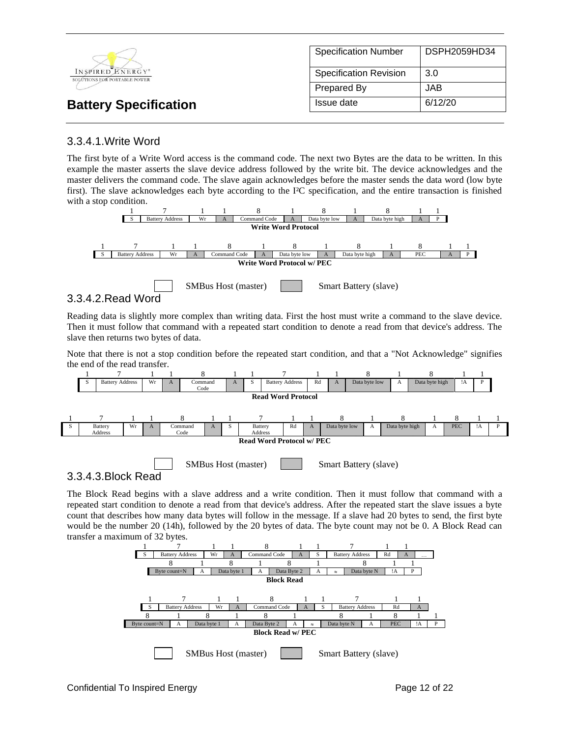### 3.3.4.1. Write Word

The first byte of a Write Word access is the command code. The next two Bytes are the data to be written. In this example the master asserts the slave device address followed by the write bit. The device acknowledges and the master delivers the command code. The slave again acknowledges before the master sends the data word (low byte first). The slave acknowledges each byte according to the I²C specification, and the entire transaction is finished with a stop condition.

| 1 | 7 | 1 | 1 | 8 | 1 | 8 | 1 | 8 | 1 | 1 |
|---|---|---|---|---|---|---|---|---|---|---|
| S | Battery Address | Wr | A | Command Code | A | Data byte low | A | Data byte high | A | P |

**Write Word Protocol**

| 1 | 7 | 1 | 1 | 8 | 1 | 8 | 1 | 8 | 1 | 8 | 1 | 1 |
|---|---|---|---|---|---|---|---|---|---|---|---|---|
| S | Battery Address | Wr | A | Command Code | A | Data byte low | A | Data byte high | A | PEC | A | P |

**Write Word Protocol w/ PEC**

SMBus Host (master) | Smart Battery (slave)

### 3.3.4.2. Read Word

Reading data is slightly more complex than writing data. First the host must write a command to the slave device. Then it must follow that command with a repeated start condition to denote a read from that device's address. The slave then returns two bytes of data.

Note that there is not a stop condition before the repeated start condition, and that a "Not Acknowledge" signifies the end of the read transfer.

| 1 | 7 | 1 | 1 | 8 | 1 | 1 | 7 | 1 | 1 | 8 | 1 | 8 | 1 | 1 |
|---|---|---|---|---|---|---|---|---|---|---|---|---|---|---|
| S | Battery Address | Wr | A | Command Code | A | S | Battery Address | Rd | A | Data byte low | A | Data byte high | !A | P |

**Read Word Protocol**

| 1 | 7 | 1 | 1 | 8 | 1 | 1 | 7 | 1 | 1 | 8 | 1 | 8 | 1 | 8 | 1 | 1 |
|---|---|---|---|---|---|---|---|---|---|---|---|---|---|---|---|---|
| S | Battery Address | Wr | A | Command Code | A | S | Battery Address | Rd | A | Data byte low | A | Data byte high | A | PEC | !A | P |

**Read Word Protocol w/ PEC**

SMBus Host (master) | Smart Battery (slave)

### 3.3.4.3. Block Read

The Block Read begins with a slave address and a write condition. Then it must follow that command with a repeated start condition to denote a read from that device's address. After the repeated start the slave issues a byte count that describes how many data bytes will follow in the message. If a slave had 20 bytes to send, the first byte would be the number 20 (14h), followed by the 20 bytes of data. The byte count may not be 0. A Block Read can transfer a maximum of 32 bytes.

| 1 | 7 | 1 | 1 | 8 | 1 | 1 | 7 | 1 | 1 | |
|---|---|---|---|---|---|---|---|---|---|---|
| S | Battery Address | Wr | A | Command Code | A | S | Battery Address | Rd | A | … |

| 8 | 1 | 8 | 1 | 8 | 1 | | 8 | 1 | 1 |
|---|---|---|---|---|---|---|---|---|---|
| Byte count=N | A | Data byte 1 | A | Data Byte 2 | A | ≈ | Data byte N | !A | P |

**Block Read**

| 1 | 7 | 1 | 1 | 8 | 1 | 1 | 7 | 1 | 1 |
|---|---|---|---|---|---|---|---|---|---|
| S | Battery Address | Wr | A | Command Code | A | S | Battery Address | Rd | A |

| 8 | 1 | 8 | 1 | 8 | 1 | | 8 | 1 | 8 | 1 | 1 |
|---|---|---|---|---|---|---|---|---|---|---|---|
| Byte count=N | A | Data byte 1 | A | Data Byte 2 | A | ≈ | Data byte N | A | PEC | !A | P |

**Block Read w/ PEC**

SMBus Host (master) | Smart Battery (slave)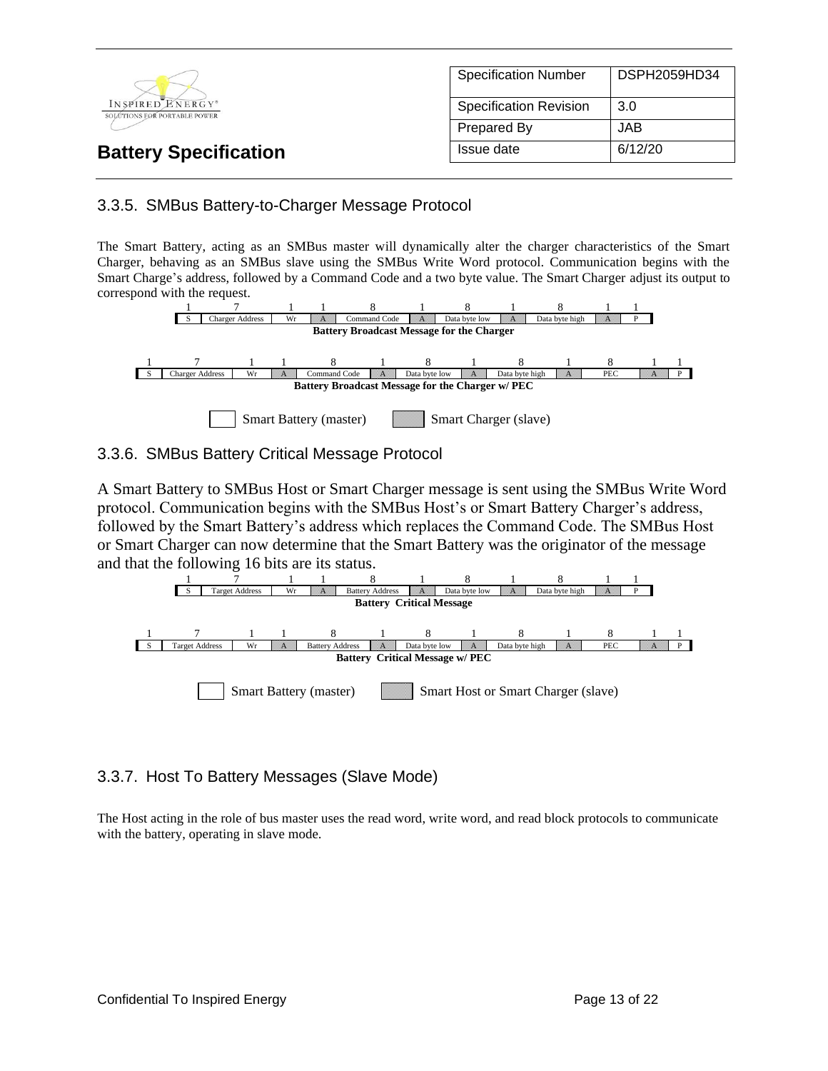### 3.3.5. SMBus Battery-to-Charger Message Protocol

The Smart Battery, acting as an SMBus master will dynamically alter the charger characteristics of the Smart Charger, behaving as an SMBus slave using the SMBus Write Word protocol. Communication begins with the Smart Charge's address, followed by a Command Code and a two byte value. The Smart Charger adjust its output to correspond with the request.

| 1 | 7 | 1 | 1 | 8 | 1 | 8 | 1 | 8 | 1 | 1 |
|---|---|---|---|---|---|---|---|---|---|---|
| S | Charger Address | Wr | A | Command Code | A | Data byte low | A | Data byte high | A | P |

**Battery Broadcast Message for the Charger**

| 1 | 7 | 1 | 1 | 8 | 1 | 8 | 1 | 8 | 1 | 8 | 1 | 1 |
|---|---|---|---|---|---|---|---|---|---|---|---|---|
| S | Charger Address | Wr | A | Command Code | A | Data byte low | A | Data byte high | A | PEC | A | P |

**Battery Broadcast Message for the Charger w/ PEC**

Smart Battery (master) | Smart Charger (slave)

### 3.3.6. SMBus Battery Critical Message Protocol

A Smart Battery to SMBus Host or Smart Charger message is sent using the SMBus Write Word protocol. Communication begins with the SMBus Host's or Smart Battery Charger's address, followed by the Smart Battery's address which replaces the Command Code. The SMBus Host or Smart Charger can now determine that the Smart Battery was the originator of the message and that the following 16 bits are its status.

| 1 | 7 | 1 | 1 | 8 | 1 | 8 | 1 | 8 | 1 | 1 |
|---|---|---|---|---|---|---|---|---|---|---|
| S | Target Address | Wr | A | Battery Address | A | Data byte low | A | Data byte high | A | P |

**Battery Critical Message**

| 1 | 7 | 1 | 1 | 8 | 1 | 8 | 1 | 8 | 1 | 8 | 1 | 1 |
|---|---|---|---|---|---|---|---|---|---|---|---|---|
| S | Target Address | Wr | A | Battery Address | A | Data byte low | A | Data byte high | A | PEC | A | P |

**Battery Critical Message w/ PEC**

Smart Battery (master) | Smart Host or Smart Charger (slave)

### 3.3.7. Host To Battery Messages (Slave Mode)

The Host acting in the role of bus master uses the read word, write word, and read block protocols to communicate with the battery, operating in slave mode.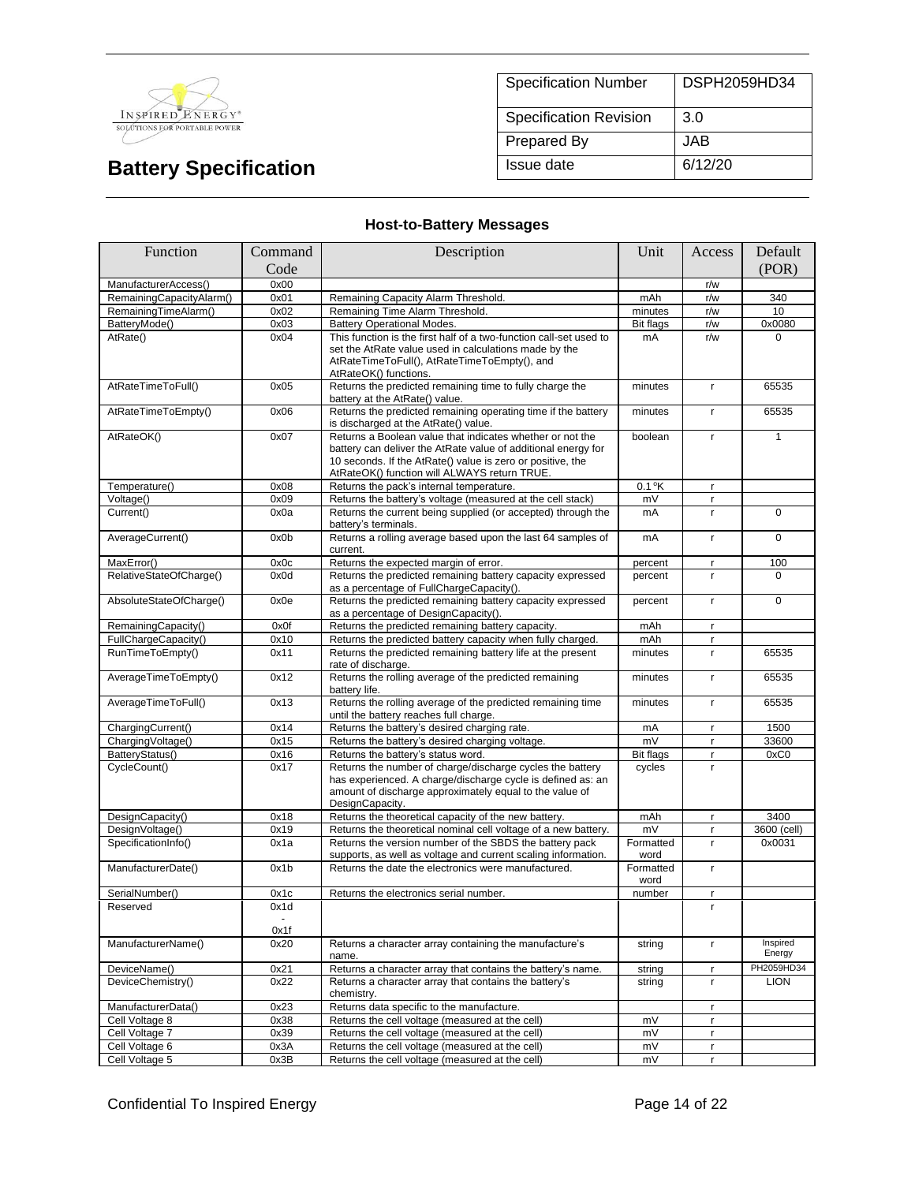**Battery Specification**

| Specification Number | DSPH2059HD34 |
|---|---|
| Specification Revision | 3.0 |
| Prepared By | JAB |
| Issue date | 6/12/20 |

### Host-to-Battery Messages

| Function | Command Code | Description | Unit | Access | Default (POR) |
|---|---|---|---|---|---|
| ManufacturerAccess() | 0x00 | | | r/w | |
| RemainingCapacityAlarm() | 0x01 | Remaining Capacity Alarm Threshold. | mAh | r/w | 340 |
| RemainingTimeAlarm() | 0x02 | Remaining Time Alarm Threshold. | minutes | r/w | 10 |
| BatteryMode() | 0x03 | Battery Operational Modes. | Bit flags | r/w | 0x0080 |
| AtRate() | 0x04 | This function is the first half of a two-function call-set used to set the AtRate value used in calculations made by the AtRateTimeToFull(), AtRateTimeToEmpty(), and AtRateOK() functions. | mA | r/w | 0 |
| AtRateTimeToFull() | 0x05 | Returns the predicted remaining time to fully charge the battery at the AtRate() value. | minutes | r | 65535 |
| AtRateTimeToEmpty() | 0x06 | Returns the predicted remaining operating time if the battery is discharged at the AtRate() value. | minutes | r | 65535 |
| AtRateOK() | 0x07 | Returns a Boolean value that indicates whether or not the battery can deliver the AtRate value of additional energy for 10 seconds. If the AtRate() value is zero or positive, the AtRateOK() function will ALWAYS return TRUE. | boolean | r | 1 |
| Temperature() | 0x08 | Returns the pack's internal temperature. | 0.1 °K | r | |
| Voltage() | 0x09 | Returns the battery's voltage (measured at the cell stack) | mV | r | |
| Current() | 0x0a | Returns the current being supplied (or accepted) through the battery's terminals. | mA | r | 0 |
| AverageCurrent() | 0x0b | Returns a rolling average based upon the last 64 samples of current. | mA | r | 0 |
| MaxError() | 0x0c | Returns the expected margin of error. | percent | r | 100 |
| RelativeStateOfCharge() | 0x0d | Returns the predicted remaining battery capacity expressed as a percentage of FullChargeCapacity(). | percent | r | 0 |
| AbsoluteStateOfCharge() | 0x0e | Returns the predicted remaining battery capacity expressed as a percentage of DesignCapacity(). | percent | r | 0 |
| RemainingCapacity() | 0x0f | Returns the predicted remaining battery capacity. | mAh | r | |
| FullChargeCapacity() | 0x10 | Returns the predicted battery capacity when fully charged. | mAh | r | |
| RunTimeToEmpty() | 0x11 | Returns the predicted remaining battery life at the present rate of discharge. | minutes | r | 65535 |
| AverageTimeToEmpty() | 0x12 | Returns the rolling average of the predicted remaining battery life. | minutes | r | 65535 |
| AverageTimeToFull() | 0x13 | Returns the rolling average of the predicted remaining time until the battery reaches full charge. | minutes | r | 65535 |
| ChargingCurrent() | 0x14 | Returns the battery's desired charging rate. | mA | r | 1500 |
| ChargingVoltage() | 0x15 | Returns the battery's desired charging voltage. | mV | r | 33600 |
| BatteryStatus() | 0x16 | Returns the battery's status word. | Bit flags | r | 0xC0 |
| CycleCount() | 0x17 | Returns the number of charge/discharge cycles the battery has experienced. A charge/discharge cycle is defined as: an amount of discharge approximately equal to the value of DesignCapacity. | cycles | r | |
| DesignCapacity() | 0x18 | Returns the theoretical capacity of the new battery. | mAh | r | 3400 |
| DesignVoltage() | 0x19 | Returns the theoretical nominal cell voltage of a new battery. | mV | r | 3600 (cell) |
| SpecificationInfo() | 0x1a | Returns the version number of the SBDS the battery pack supports, as well as voltage and current scaling information. | Formatted word | r | 0x0031 |
| ManufacturerDate() | 0x1b | Returns the date the electronics were manufactured. | Formatted word | r | |
| SerialNumber() | 0x1c | Returns the electronics serial number. | number | r | |
| Reserved | 0x1d - 0x1f | | | r | |
| ManufacturerName() | 0x20 | Returns a character array containing the manufacture's name. | string | r | Inspired Energy |
| DeviceName() | 0x21 | Returns a character array that contains the battery's name. | string | r | PH2059HD34 |
| DeviceChemistry() | 0x22 | Returns a character array that contains the battery's chemistry. | string | r | LION |
| ManufacturerData() | 0x23 | Returns data specific to the manufacture. | | r | |
| Cell Voltage 8 | 0x38 | Returns the cell voltage (measured at the cell) | mV | r | |
| Cell Voltage 7 | 0x39 | Returns the cell voltage (measured at the cell) | mV | r | |
| Cell Voltage 6 | 0x3A | Returns the cell voltage (measured at the cell) | mV | r | |
| Cell Voltage 5 | 0x3B | Returns the cell voltage (measured at the cell) | mV | r | |

Confidential To Inspired Energy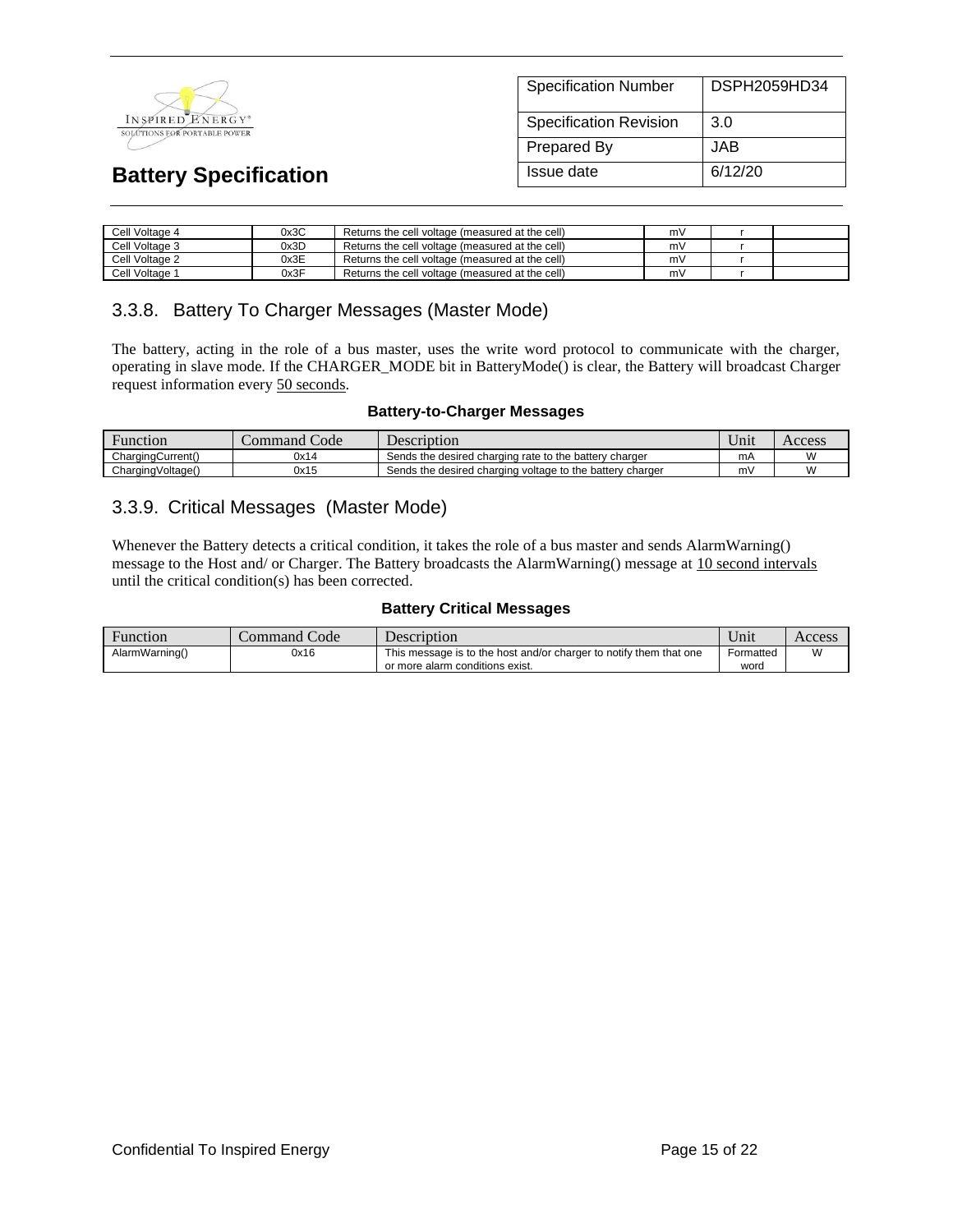| Cell Voltage 4 | 0x3C | Returns the cell voltage (measured at the cell) | mV | r | |
|---|---|---|---|---|---|
| Cell Voltage 3 | 0x3D | Returns the cell voltage (measured at the cell) | mV | r | |
| Cell Voltage 2 | 0x3E | Returns the cell voltage (measured at the cell) | mV | r | |
| Cell Voltage 1 | 0x3F | Returns the cell voltage (measured at the cell) | mV | r | |

### 3.3.8. Battery To Charger Messages (Master Mode)

The battery, acting in the role of a bus master, uses the write word protocol to communicate with the charger, operating in slave mode. If the CHARGER_MODE bit in BatteryMode() is clear, the Battery will broadcast Charger request information every 50 seconds.

**Battery-to-Charger Messages**

| Function | Command Code | Description | Unit | Access |
|---|---|---|---|---|
| ChargingCurrent() | 0x14 | Sends the desired charging rate to the battery charger | mA | W |
| ChargingVoltage() | 0x15 | Sends the desired charging voltage to the battery charger | mV | W |

### 3.3.9. Critical Messages (Master Mode)

Whenever the Battery detects a critical condition, it takes the role of a bus master and sends AlarmWarning() message to the Host and/ or Charger. The Battery broadcasts the AlarmWarning() message at 10 second intervals until the critical condition(s) has been corrected.

**Battery Critical Messages**

| Function | Command Code | Description | Unit | Access |
|---|---|---|---|---|
| AlarmWarning() | 0x16 | This message is to the host and/or charger to notify them that one or more alarm conditions exist. | Formatted word | W |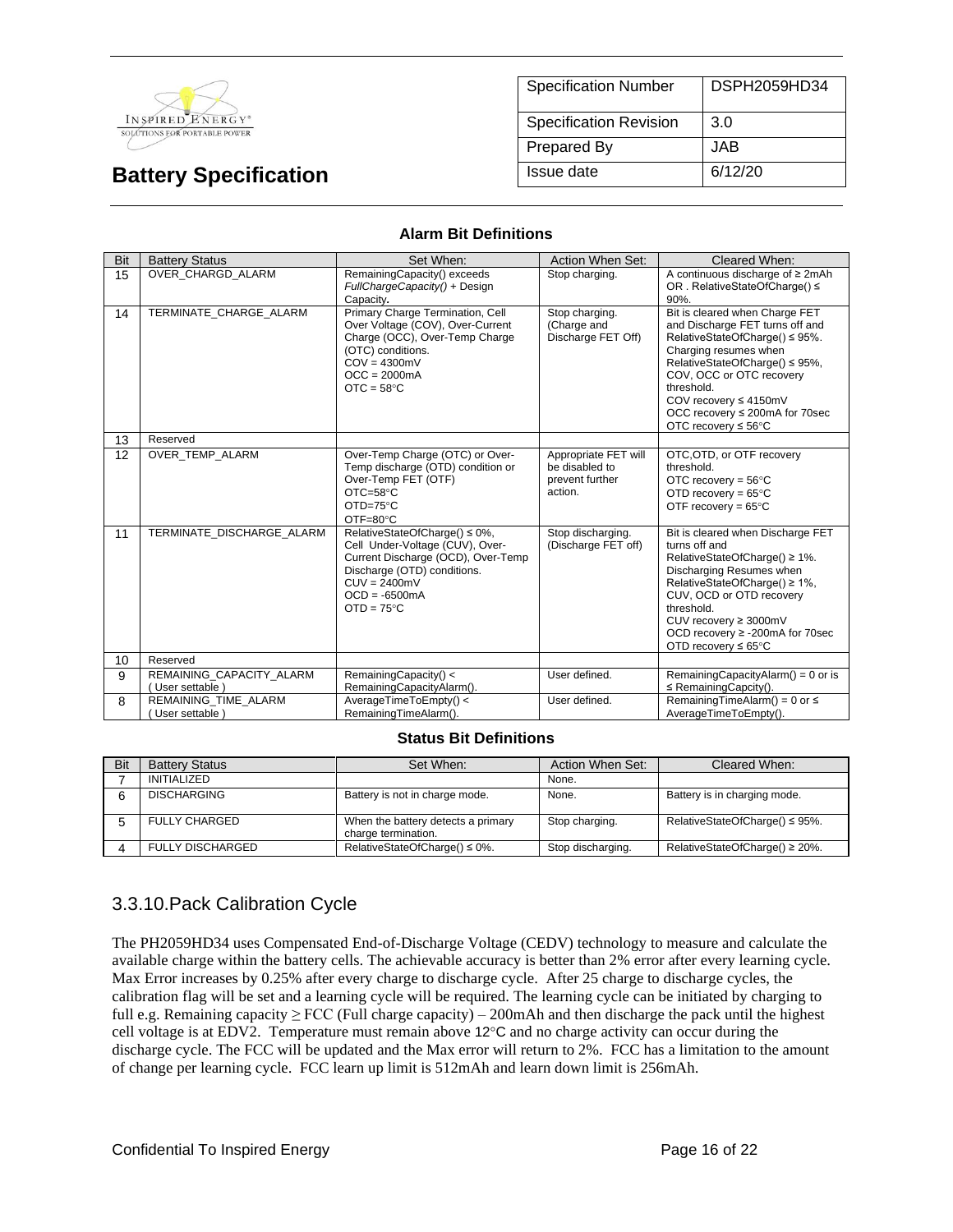| Specification Number | DSPH2059HD34 |
| --- | --- |
| Specification Revision | 3.0 |
| Prepared By | JAB |
| Issue date | 6/12/20 |

# Battery Specification

### Alarm Bit Definitions

| Bit | Battery Status | Set When: | Action When Set: | Cleared When: |
| --- | --- | --- | --- | --- |
| 15 | OVER_CHARGD_ALARM | RemainingCapacity() exceeds *FullChargeCapacity()* + Design Capacity**.** | Stop charging. | A continuous discharge of ≥ 2mAh OR . RelativeStateOfCharge() ≤ 90%. |
| 14 | TERMINATE_CHARGE_ALARM | Primary Charge Termination, Cell Over Voltage (COV), Over-Current Charge (OCC), Over-Temp Charge (OTC) conditions.<br>COV = 4300mV<br>OCC = 2000mA<br>OTC = 58°C | Stop charging.<br>(Charge and Discharge FET Off) | Bit is cleared when Charge FET and Discharge FET turns off and RelativeStateOfCharge() ≤ 95%.<br>Charging resumes when RelativeStateOfCharge() ≤ 95%, COV, OCC or OTC recovery threshold.<br>COV recovery ≤ 4150mV<br>OCC recovery ≤ 200mA for 70sec<br>OTC recovery ≤ 56°C |
| 13 | Reserved | | | |
| 12 | OVER_TEMP_ALARM | Over-Temp Charge (OTC) or Over-Temp discharge (OTD) condition or Over-Temp FET (OTF)<br>OTC=58°C<br>OTD=75°C<br>OTF=80°C | Appropriate FET will be disabled to prevent further action. | OTC,OTD, or OTF recovery threshold.<br>OTC recovery = 56°C<br>OTD recovery = 65°C<br>OTF recovery = 65°C |
| 11 | TERMINATE_DISCHARGE_ALARM | RelativeStateOfCharge() ≤ 0%, Cell Under-Voltage (CUV), Over-Current Discharge (OCD), Over-Temp Discharge (OTD) conditions.<br>CUV = 2400mV<br>OCD = -6500mA<br>OTD = 75°C | Stop discharging.<br>(Discharge FET off) | Bit is cleared when Discharge FET turns off and RelativeStateOfCharge() ≥ 1%.<br>Discharging Resumes when RelativeStateOfCharge() ≥ 1%, CUV, OCD or OTD recovery threshold.<br>CUV recovery ≥ 3000mV<br>OCD recovery ≥ -200mA for 70sec<br>OTD recovery ≤ 65°C |
| 10 | Reserved | | | |
| 9 | REMAINING_CAPACITY_ALARM<br>( User settable ) | RemainingCapacity() < RemainingCapacityAlarm(). | User defined. | RemainingCapacityAlarm() = 0 or is ≤ RemainingCapcity(). |
| 8 | REMAINING_TIME_ALARM<br>( User settable ) | AverageTimeToEmpty() < RemainingTimeAlarm(). | User defined. | RemainingTimeAlarm() = 0 or ≤ AverageTimeToEmpty(). |

### Status Bit Definitions

| Bit | Battery Status | Set When: | Action When Set: | Cleared When: |
| --- | --- | --- | --- | --- |
| 7 | INITIALIZED | | None. | |
| 6 | DISCHARGING | Battery is not in charge mode. | None. | Battery is in charging mode. |
| 5 | FULLY CHARGED | When the battery detects a primary charge termination. | Stop charging. | RelativeStateOfCharge() ≤ 95%. |
| 4 | FULLY DISCHARGED | RelativeStateOfCharge() ≤ 0%. | Stop discharging. | RelativeStateOfCharge() ≥ 20%. |

## 3.3.10.Pack Calibration Cycle

The PH2059HD34 uses Compensated End-of-Discharge Voltage (CEDV) technology to measure and calculate the available charge within the battery cells. The achievable accuracy is better than 2% error after every learning cycle. Max Error increases by 0.25% after every charge to discharge cycle. After 25 charge to discharge cycles, the calibration flag will be set and a learning cycle will be required. The learning cycle can be initiated by charging to full e.g. Remaining capacity ≥ FCC (Full charge capacity) – 200mAh and then discharge the pack until the highest cell voltage is at EDV2. Temperature must remain above 12°C and no charge activity can occur during the discharge cycle. The FCC will be updated and the Max error will return to 2%. FCC has a limitation to the amount of change per learning cycle. FCC learn up limit is 512mAh and learn down limit is 256mAh.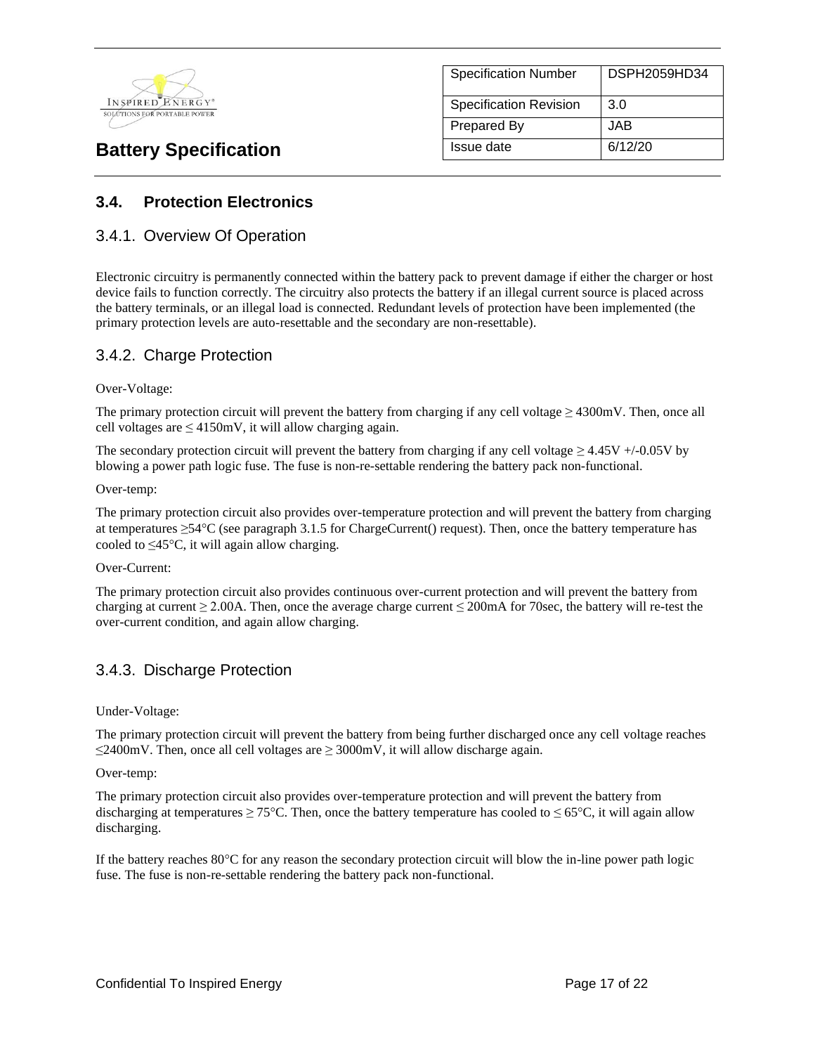### 3.4. Protection Electronics

#### 3.4.1. Overview Of Operation

Electronic circuitry is permanently connected within the battery pack to prevent damage if either the charger or host device fails to function correctly. The circuitry also protects the battery if an illegal current source is placed across the battery terminals, or an illegal load is connected. Redundant levels of protection have been implemented (the primary protection levels are auto-resettable and the secondary are non-resettable).

#### 3.4.2. Charge Protection

Over-Voltage:

The primary protection circuit will prevent the battery from charging if any cell voltage ≥ 4300mV. Then, once all cell voltages are ≤ 4150mV, it will allow charging again.

The secondary protection circuit will prevent the battery from charging if any cell voltage ≥ 4.45V +/-0.05V by blowing a power path logic fuse. The fuse is non-re-settable rendering the battery pack non-functional.

Over-temp:

The primary protection circuit also provides over-temperature protection and will prevent the battery from charging at temperatures ≥54°C (see paragraph 3.1.5 for ChargeCurrent() request). Then, once the battery temperature has cooled to ≤45°C, it will again allow charging.

Over-Current:

The primary protection circuit also provides continuous over-current protection and will prevent the battery from charging at current ≥ 2.00A. Then, once the average charge current ≤ 200mA for 70sec, the battery will re-test the over-current condition, and again allow charging.

#### 3.4.3. Discharge Protection

Under-Voltage:

The primary protection circuit will prevent the battery from being further discharged once any cell voltage reaches ≤2400mV. Then, once all cell voltages are ≥ 3000mV, it will allow discharge again.

Over-temp:

The primary protection circuit also provides over-temperature protection and will prevent the battery from discharging at temperatures ≥ 75°C. Then, once the battery temperature has cooled to ≤ 65°C, it will again allow discharging.

If the battery reaches 80°C for any reason the secondary protection circuit will blow the in-line power path logic fuse. The fuse is non-re-settable rendering the battery pack non-functional.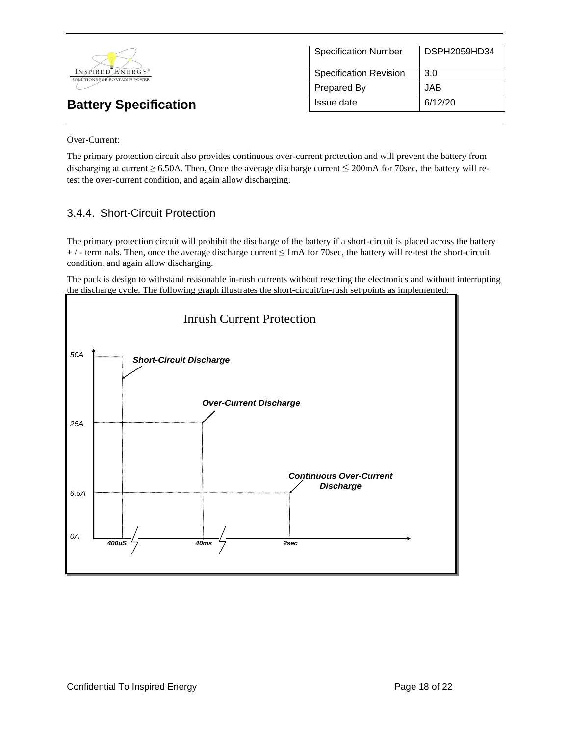Over-Current:

The primary protection circuit also provides continuous over-current protection and will prevent the battery from discharging at current ≥ 6.50A. Then, Once the average discharge current ≤ 200mA for 70sec, the battery will re-test the over-current condition, and again allow discharging.

### 3.4.4. Short-Circuit Protection

The primary protection circuit will prohibit the discharge of the battery if a short-circuit is placed across the battery + / - terminals. Then, once the average discharge current ≤ 1mA for 70sec, the battery will re-test the short-circuit condition, and again allow discharging.

The pack is design to withstand reasonable in-rush currents without resetting the electronics and without interrupting the discharge cycle. The following graph illustrates the short-circuit/in-rush set points as implemented:

Inrush Current Protection

*Short-Circuit Discharge*

*Over-Current Discharge*

*Continuous Over-Current Discharge*

50A, 25A, 6.5A, 0A

400uS, 40ms, 2sec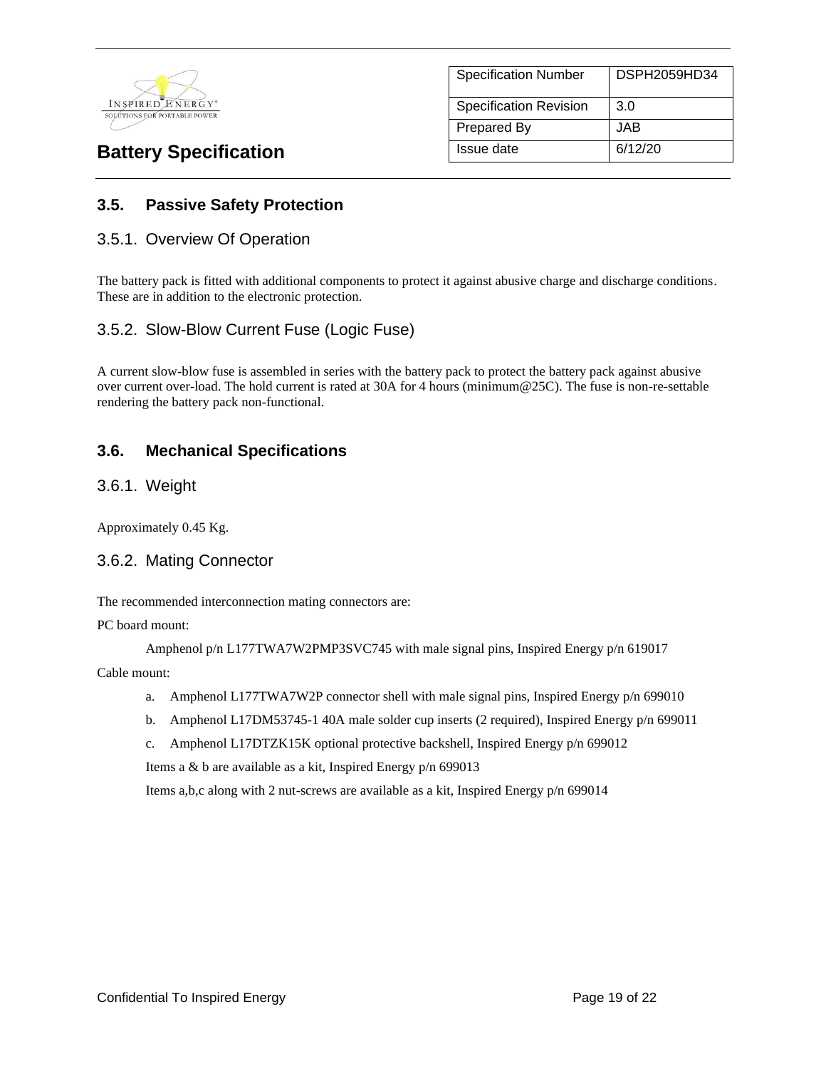### 3.5. Passive Safety Protection

#### 3.5.1. Overview Of Operation

The battery pack is fitted with additional components to protect it against abusive charge and discharge conditions. These are in addition to the electronic protection.

#### 3.5.2. Slow-Blow Current Fuse (Logic Fuse)

A current slow-blow fuse is assembled in series with the battery pack to protect the battery pack against abusive over current over-load. The hold current is rated at 30A for 4 hours (minimum@25C). The fuse is non-re-settable rendering the battery pack non-functional.

### 3.6. Mechanical Specifications

#### 3.6.1. Weight

Approximately 0.45 Kg.

#### 3.6.2. Mating Connector

The recommended interconnection mating connectors are:

PC board mount:

Amphenol p/n L177TWA7W2PMP3SVC745 with male signal pins, Inspired Energy p/n 619017

Cable mount:

a. Amphenol L177TWA7W2P connector shell with male signal pins, Inspired Energy p/n 699010
b. Amphenol L17DM53745-1 40A male solder cup inserts (2 required), Inspired Energy p/n 699011
c. Amphenol L17DTZK15K optional protective backshell, Inspired Energy p/n 699012

Items a & b are available as a kit, Inspired Energy p/n 699013

Items a,b,c along with 2 nut-screws are available as a kit, Inspired Energy p/n 699014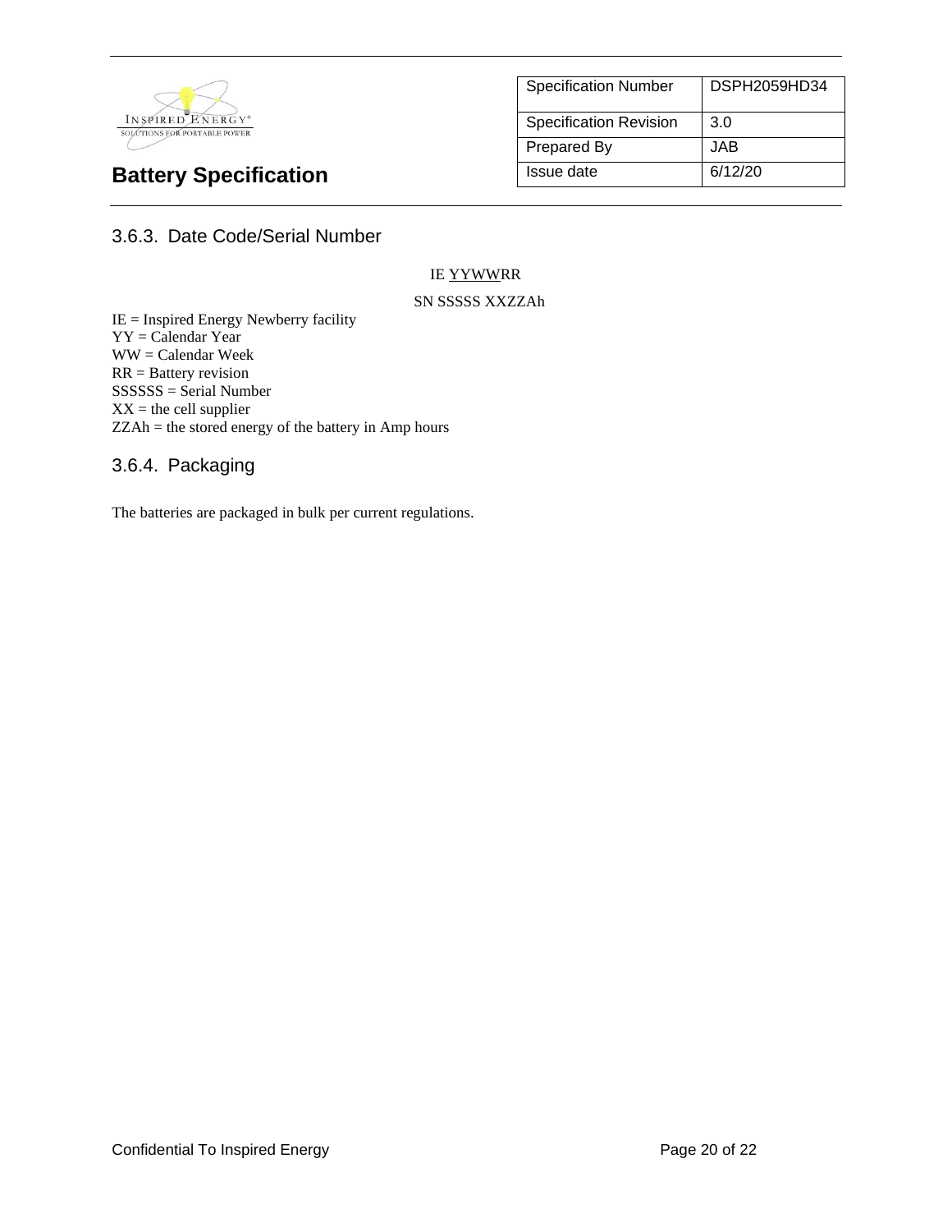### 3.6.3. Date Code/Serial Number

IE <u>YYWW</u>RR

SN SSSSS XXZZAh

IE = Inspired Energy Newberry facility
YY = Calendar Year
WW = Calendar Week
RR = Battery revision
SSSSSS = Serial Number
XX = the cell supplier
ZZAh = the stored energy of the battery in Amp hours

### 3.6.4. Packaging

The batteries are packaged in bulk per current regulations.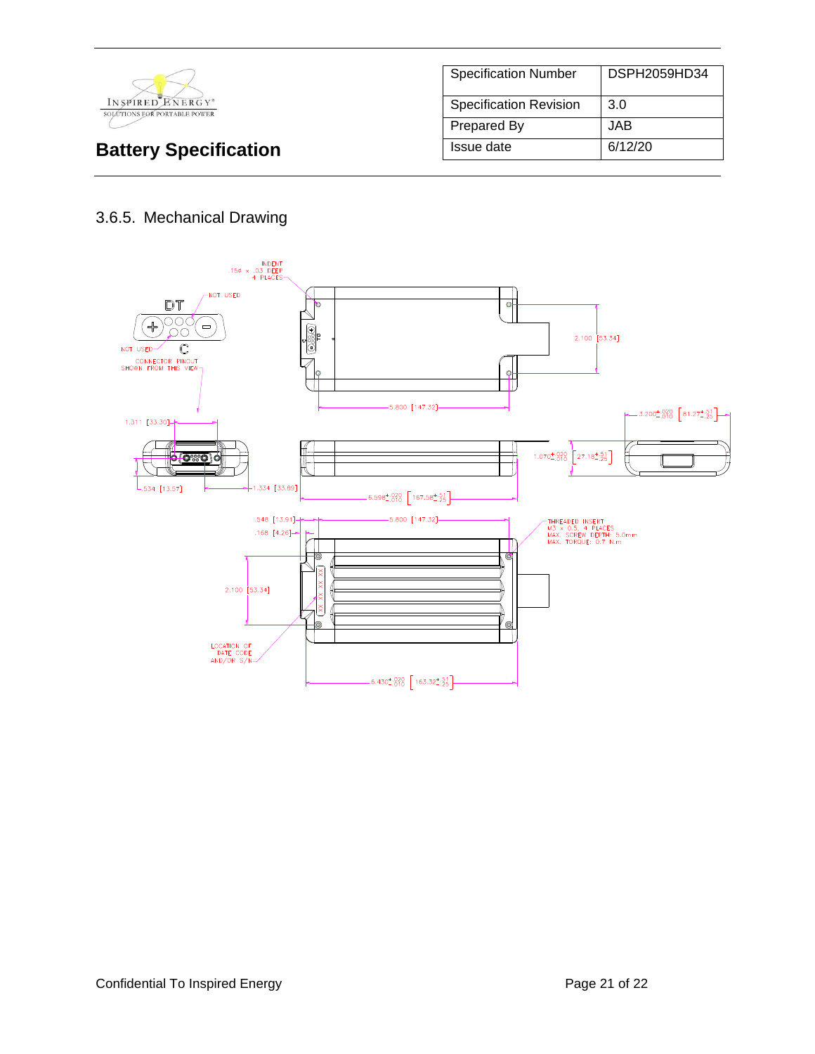| Specification Number | DSPH2059HD34 |
|---|---|
| Specification Revision | 3.0 |
| Prepared By | JAB |
| Issue date | 6/12/20 |

**Battery Specification**

### 3.6.5. Mechanical Drawing

INDENT .15⌀ x .03 DEEP 4 PLACES

NOT USED

DT

C

NOT USED

CONNECTOR PINOUT SHOWN FROM THIS VIEW

2.100 [53.34]

5.800 [147.32]

1.311 [33.30]

.534 [13.57]

1.334 [33.89]

3.200 $^{+.020}_{-.010}$ [81.27 $^{+.51}_{-.25}$]

1.070 $^{+.020}_{-.010}$ [27.18 $^{+.51}_{-.25}$]

6.598 $^{+.020}_{-.010}$ [167.58 $^{+.51}_{-.25}$]

.548 [13.91]

.168 [4.26]

5.800 [147.32]

THREADED INSERT M3 x 0.5, 4 PLACES MAX. SCREW DEPTH: 5.0mm MAX. TORQUE: 0.7 N.m

2.100 [53.34]

LOCATION OF DATE CODE AND/OR S/N

6.430 $^{+.020}_{-.010}$ [163.32 $^{+.51}_{-.25}$]

Confidential To Inspired Energy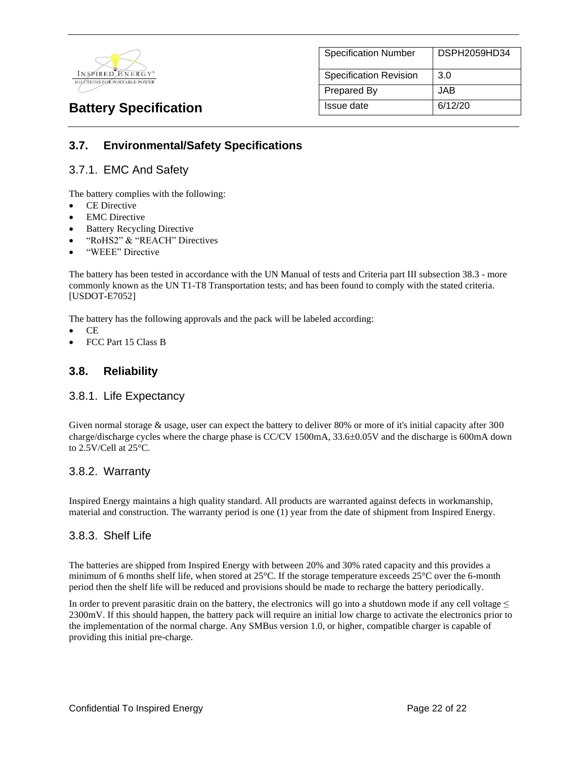## 3.7. Environmental/Safety Specifications

### 3.7.1. EMC And Safety

The battery complies with the following:

- CE Directive
- EMC Directive
- Battery Recycling Directive
- "RoHS2" & "REACH" Directives
- "WEEE" Directive

The battery has been tested in accordance with the UN Manual of tests and Criteria part III subsection 38.3 - more commonly known as the UN T1-T8 Transportation tests; and has been found to comply with the stated criteria. [USDOT-E7052]

The battery has the following approvals and the pack will be labeled according:

- CE
- FCC Part 15 Class B

## 3.8. Reliability

### 3.8.1. Life Expectancy

Given normal storage & usage, user can expect the battery to deliver 80% or more of it's initial capacity after 300 charge/discharge cycles where the charge phase is CC/CV 1500mA, 33.6±0.05V and the discharge is 600mA down to 2.5V/Cell at 25°C.

### 3.8.2. Warranty

Inspired Energy maintains a high quality standard. All products are warranted against defects in workmanship, material and construction. The warranty period is one (1) year from the date of shipment from Inspired Energy.

### 3.8.3. Shelf Life

The batteries are shipped from Inspired Energy with between 20% and 30% rated capacity and this provides a minimum of 6 months shelf life, when stored at 25°C. If the storage temperature exceeds 25°C over the 6-month period then the shelf life will be reduced and provisions should be made to recharge the battery periodically.

In order to prevent parasitic drain on the battery, the electronics will go into a shutdown mode if any cell voltage ≤ 2300mV. If this should happen, the battery pack will require an initial low charge to activate the electronics prior to the implementation of the normal charge. Any SMBus version 1.0, or higher, compatible charger is capable of providing this initial pre-charge.